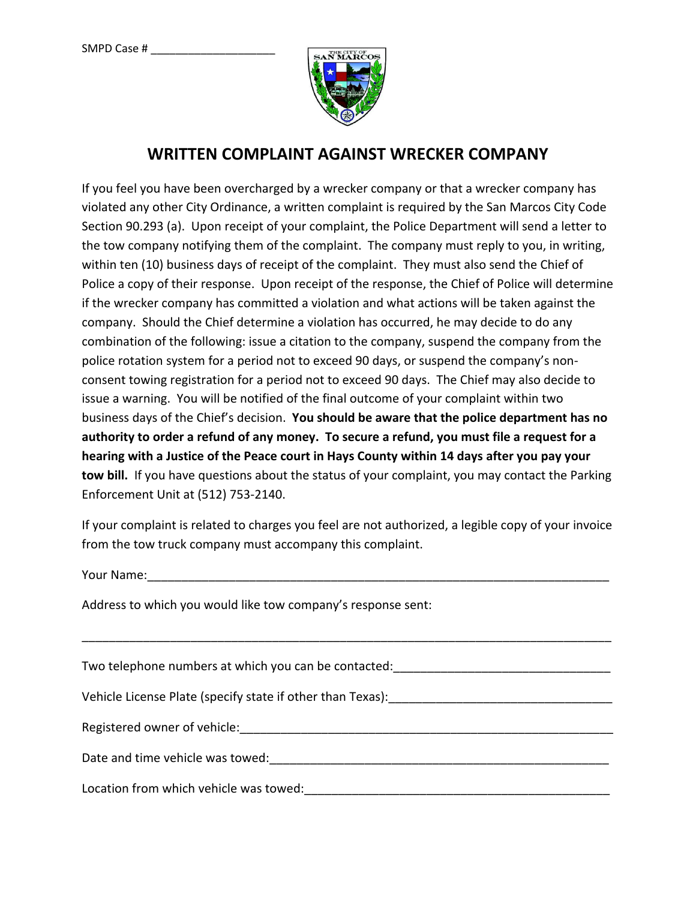SMPD Case # ____________________

# WRITTEN COMPLAINT AGAINST WRECKER COMPANY

If you feel you have been overcharged by a wrecker company or that a wrecker company has violated any other City Ordinance, a written complaint is required by the San Marcos City Code Section 90.293 (a). Upon receipt of your complaint, the Police Department will send a letter to the tow company notifying them of the complaint. The company must reply to you, in writing, within ten (10) business days of receipt of the complaint. They must also send the Chief of Police a copy of their response. Upon receipt of the response, the Chief of Police will determine if the wrecker company has committed a violation and what actions will be taken against the company. Should the Chief determine a violation has occurred, he may decide to do any combination of the following: issue a citation to the company, suspend the company from the police rotation system for a period not to exceed 90 days, or suspend the company's non-consent towing registration for a period not to exceed 90 days. The Chief may also decide to issue a warning. You will be notified of the final outcome of your complaint within two business days of the Chief's decision. **You should be aware that the police department has no authority to order a refund of any money. To secure a refund, you must file a request for a hearing with a Justice of the Peace court in Hays County within 14 days after you pay your tow bill.** If you have questions about the status of your complaint, you may contact the Parking Enforcement Unit at (512) 753-2140.

If your complaint is related to charges you feel are not authorized, a legible copy of your invoice from the tow truck company must accompany this complaint.

Your Name:________________________________________________________________________

Address to which you would like tow company's response sent:

__________________________________________________________________________________

Two telephone numbers at which you can be contacted:________________________________

Vehicle License Plate (specify state if other than Texas):_________________________________

Registered owner of vehicle:________________________________________________________

Date and time vehicle was towed:___________________________________________________

Location from which vehicle was towed:_____________________________________________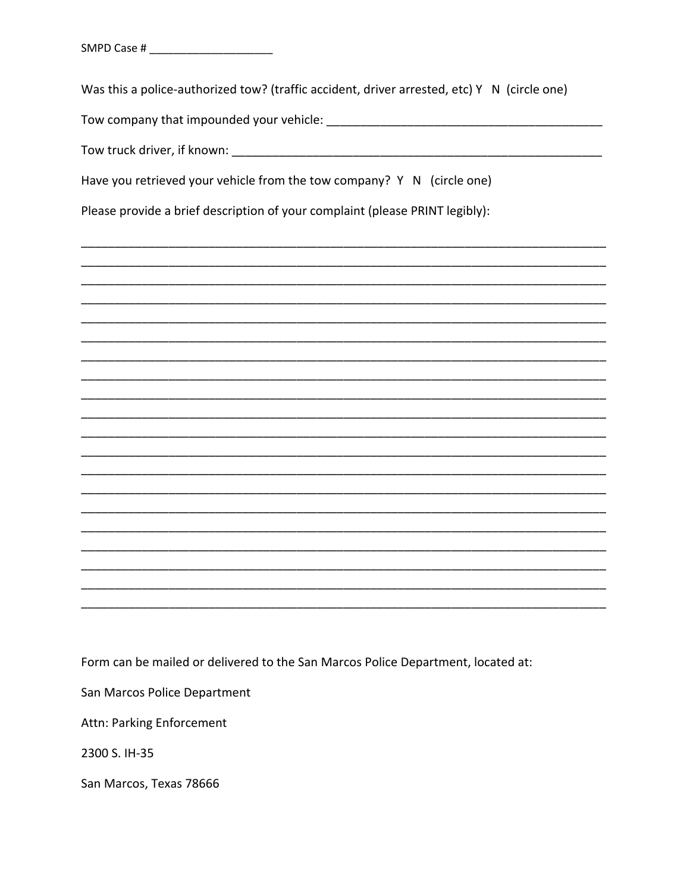SMPD Case # ____________________

Was this a police-authorized tow? (traffic accident, driver arrested, etc) Y N (circle one)

Tow company that impounded your vehicle: __________________________________________

Tow truck driver, if known: __________________________________________________________

Have you retrieved your vehicle from the tow company? Y N (circle one)

Please provide a brief description of your complaint (please PRINT legibly):

______________________________________________________________________________
______________________________________________________________________________
______________________________________________________________________________
______________________________________________________________________________
______________________________________________________________________________
______________________________________________________________________________
______________________________________________________________________________
______________________________________________________________________________
______________________________________________________________________________
______________________________________________________________________________
______________________________________________________________________________
______________________________________________________________________________
______________________________________________________________________________
______________________________________________________________________________
______________________________________________________________________________
______________________________________________________________________________
______________________________________________________________________________
______________________________________________________________________________
______________________________________________________________________________
______________________________________________________________________________

Form can be mailed or delivered to the San Marcos Police Department, located at:

San Marcos Police Department

Attn: Parking Enforcement

2300 S. IH-35

San Marcos, Texas 78666